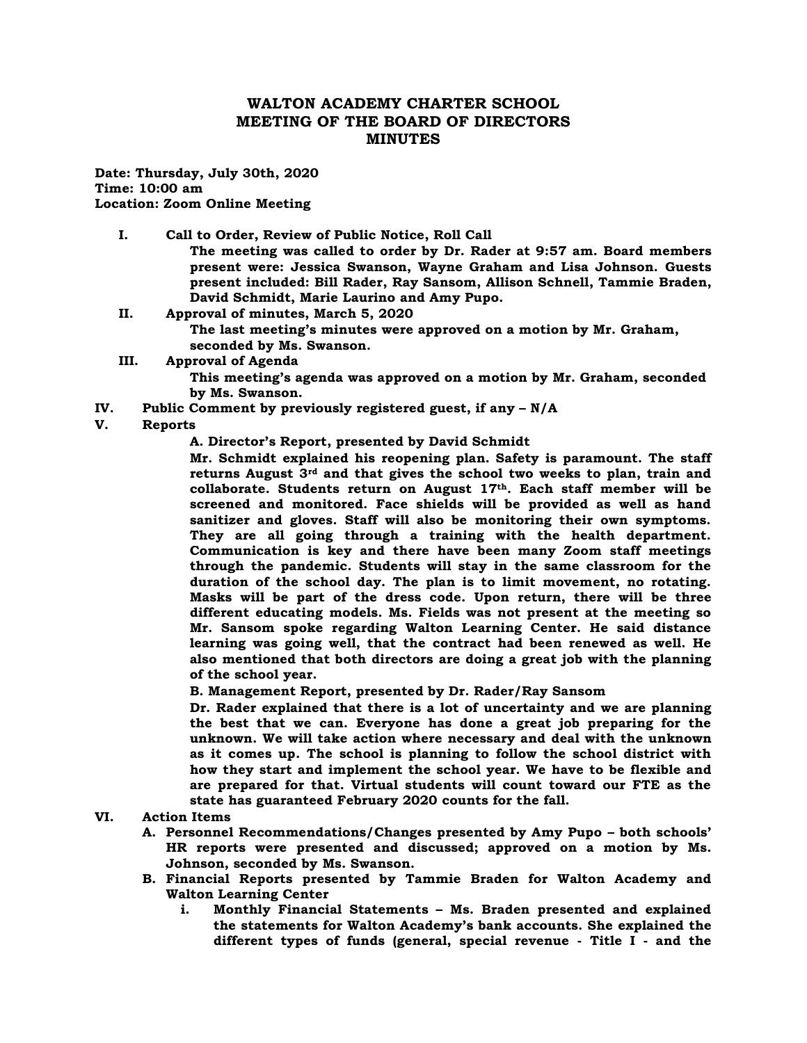# WALTON ACADEMY CHARTER SCHOOL
## MEETING OF THE BOARD OF DIRECTORS
## MINUTES

**Date: Thursday, July 30th, 2020**
**Time: 10:00 am**
**Location: Zoom Online Meeting**

I. **Call to Order, Review of Public Notice, Roll Call**
   **The meeting was called to order by Dr. Rader at 9:57 am. Board members present were: Jessica Swanson, Wayne Graham and Lisa Johnson. Guests present included: Bill Rader, Ray Sansom, Allison Schnell, Tammie Braden, David Schmidt, Marie Laurino and Amy Pupo.**

II. **Approval of minutes, March 5, 2020**
   **The last meeting's minutes were approved on a motion by Mr. Graham, seconded by Ms. Swanson.**

III. **Approval of Agenda**
   **This meeting's agenda was approved on a motion by Mr. Graham, seconded by Ms. Swanson.**

IV. **Public Comment by previously registered guest, if any – N/A**

V. **Reports**

   **A. Director's Report, presented by David Schmidt**

   **Mr. Schmidt explained his reopening plan. Safety is paramount. The staff returns August 3rd and that gives the school two weeks to plan, train and collaborate. Students return on August 17th. Each staff member will be screened and monitored. Face shields will be provided as well as hand sanitizer and gloves. Staff will also be monitoring their own symptoms. They are all going through a training with the health department. Communication is key and there have been many Zoom staff meetings through the pandemic. Students will stay in the same classroom for the duration of the school day. The plan is to limit movement, no rotating. Masks will be part of the dress code. Upon return, there will be three different educating models. Ms. Fields was not present at the meeting so Mr. Sansom spoke regarding Walton Learning Center. He said distance learning was going well, that the contract had been renewed as well. He also mentioned that both directors are doing a great job with the planning of the school year.**

   **B. Management Report, presented by Dr. Rader/Ray Sansom**

   **Dr. Rader explained that there is a lot of uncertainty and we are planning the best that we can. Everyone has done a great job preparing for the unknown. We will take action where necessary and deal with the unknown as it comes up. The school is planning to follow the school district with how they start and implement the school year. We have to be flexible and are prepared for that. Virtual students will count toward our FTE as the state has guaranteed February 2020 counts for the fall.**

VI. **Action Items**

   A. **Personnel Recommendations/Changes presented by Amy Pupo – both schools' HR reports were presented and discussed; approved on a motion by Ms. Johnson, seconded by Ms. Swanson.**

   B. **Financial Reports presented by Tammie Braden for Walton Academy and Walton Learning Center**

      i. **Monthly Financial Statements – Ms. Braden presented and explained the statements for Walton Academy's bank accounts. She explained the different types of funds (general, special revenue - Title I - and the**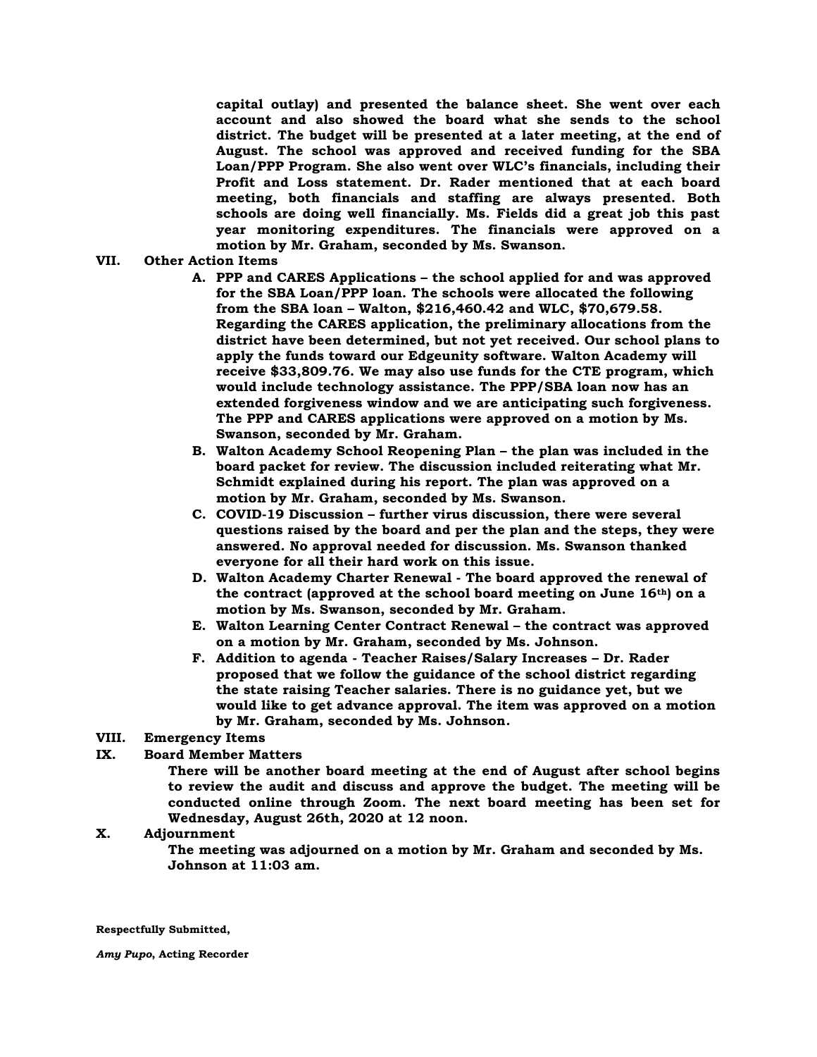**capital outlay) and presented the balance sheet. She went over each account and also showed the board what she sends to the school district. The budget will be presented at a later meeting, at the end of August. The school was approved and received funding for the SBA Loan/PPP Program. She also went over WLC's financials, including their Profit and Loss statement. Dr. Rader mentioned that at each board meeting, both financials and staffing are always presented. Both schools are doing well financially. Ms. Fields did a great job this past year monitoring expenditures. The financials were approved on a motion by Mr. Graham, seconded by Ms. Swanson.**

**VII. Other Action Items**

- **A. PPP and CARES Applications – the school applied for and was approved for the SBA Loan/PPP loan. The schools were allocated the following from the SBA loan – Walton, $216,460.42 and WLC, $70,679.58. Regarding the CARES application, the preliminary allocations from the district have been determined, but not yet received. Our school plans to apply the funds toward our Edgeunity software. Walton Academy will receive $33,809.76. We may also use funds for the CTE program, which would include technology assistance. The PPP/SBA loan now has an extended forgiveness window and we are anticipating such forgiveness. The PPP and CARES applications were approved on a motion by Ms. Swanson, seconded by Mr. Graham.**
- **B. Walton Academy School Reopening Plan – the plan was included in the board packet for review. The discussion included reiterating what Mr. Schmidt explained during his report. The plan was approved on a motion by Mr. Graham, seconded by Ms. Swanson.**
- **C. COVID-19 Discussion – further virus discussion, there were several questions raised by the board and per the plan and the steps, they were answered. No approval needed for discussion. Ms. Swanson thanked everyone for all their hard work on this issue.**
- **D. Walton Academy Charter Renewal - The board approved the renewal of the contract (approved at the school board meeting on June 16th) on a motion by Ms. Swanson, seconded by Mr. Graham.**
- **E. Walton Learning Center Contract Renewal – the contract was approved on a motion by Mr. Graham, seconded by Ms. Johnson.**
- **F. Addition to agenda - Teacher Raises/Salary Increases – Dr. Rader proposed that we follow the guidance of the school district regarding the state raising Teacher salaries. There is no guidance yet, but we would like to get advance approval. The item was approved on a motion by Mr. Graham, seconded by Ms. Johnson.**

**VIII. Emergency Items**

**IX. Board Member Matters**

**There will be another board meeting at the end of August after school begins to review the audit and discuss and approve the budget. The meeting will be conducted online through Zoom. The next board meeting has been set for Wednesday, August 26th, 2020 at 12 noon.**

**X. Adjournment**

**The meeting was adjourned on a motion by Mr. Graham and seconded by Ms. Johnson at 11:03 am.**

**Respectfully Submitted,**

***Amy Pupo*, Acting Recorder**